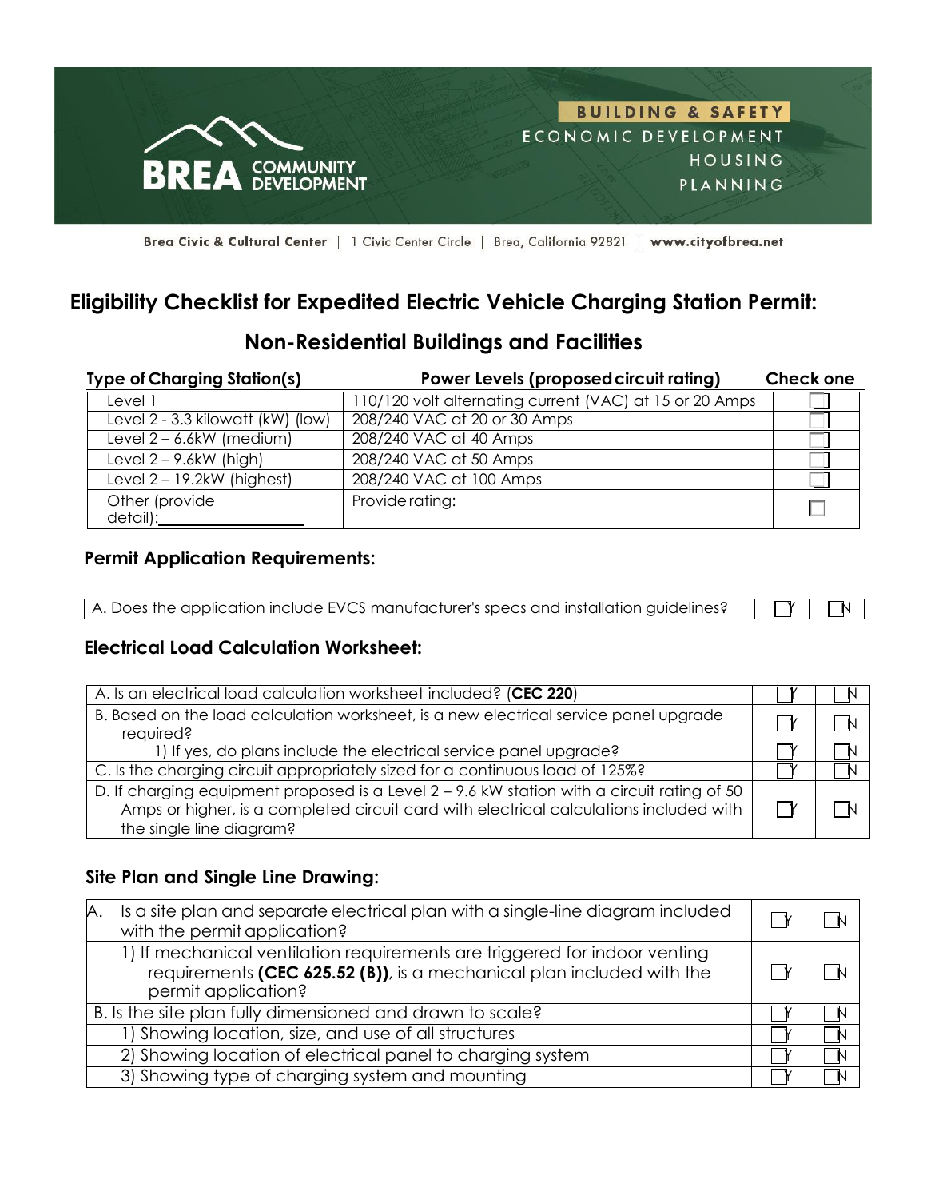BREA COMMUNITY DEVELOPMENT

BUILDING & SAFETY
ECONOMIC DEVELOPMENT
HOUSING
PLANNING

Brea Civic & Cultural Center | 1 Civic Center Circle | Brea, California 92821 | www.cityofbrea.net

# Eligibility Checklist for Expedited Electric Vehicle Charging Station Permit:

## Non-Residential Buildings and Facilities

| Type of Charging Station(s) | Power Levels (proposed circuit rating) | Check one |
|---|---|---|
| Level 1 | 110/120 volt alternating current (VAC) at 15 or 20 Amps | ☐ |
| Level 2 - 3.3 kilowatt (kW) (low) | 208/240 VAC at 20 or 30 Amps | ☐ |
| Level 2 – 6.6kW (medium) | 208/240 VAC at 40 Amps | ☐ |
| Level 2 – 9.6kW (high) | 208/240 VAC at 50 Amps | ☐ |
| Level 2 – 19.2kW (highest) | 208/240 VAC at 100 Amps | ☐ |
| Other (provide detail):\_\_\_\_\_\_\_\_\_\_\_\_\_\_\_\_ | Provide rating:\_\_\_\_\_\_\_\_\_\_\_\_\_\_\_\_\_\_\_\_\_\_\_\_\_\_\_\_ | ☐ |

### Permit Application Requirements:

| | | |
|---|---|---|
| A. Does the application include EVCS manufacturer's specs and installation guidelines? | ☐Y | ☐N |

### Electrical Load Calculation Worksheet:

| | | |
|---|---|---|
| A. Is an electrical load calculation worksheet included? (**CEC 220**) | ☐Y | ☐N |
| B. Based on the load calculation worksheet, is a new electrical service panel upgrade required? | ☐Y | ☐N |
| 1) If yes, do plans include the electrical service panel upgrade? | ☐Y | ☐N |
| C. Is the charging circuit appropriately sized for a continuous load of 125%? | ☐Y | ☐N |
| D. If charging equipment proposed is a Level 2 – 9.6 kW station with a circuit rating of 50 Amps or higher, is a completed circuit card with electrical calculations included with the single line diagram? | ☐Y | ☐N |

### Site Plan and Single Line Drawing:

| | | |
|---|---|---|
| A. Is a site plan and separate electrical plan with a single-line diagram included with the permit application? | ☐Y | ☐N |
| 1) If mechanical ventilation requirements are triggered for indoor venting requirements **(CEC 625.52 (B))**, is a mechanical plan included with the permit application? | ☐Y | ☐N |
| B. Is the site plan fully dimensioned and drawn to scale? | ☐Y | ☐N |
| 1) Showing location, size, and use of all structures | ☐Y | ☐N |
| 2) Showing location of electrical panel to charging system | ☐Y | ☐N |
| 3) Showing type of charging system and mounting | ☐Y | ☐N |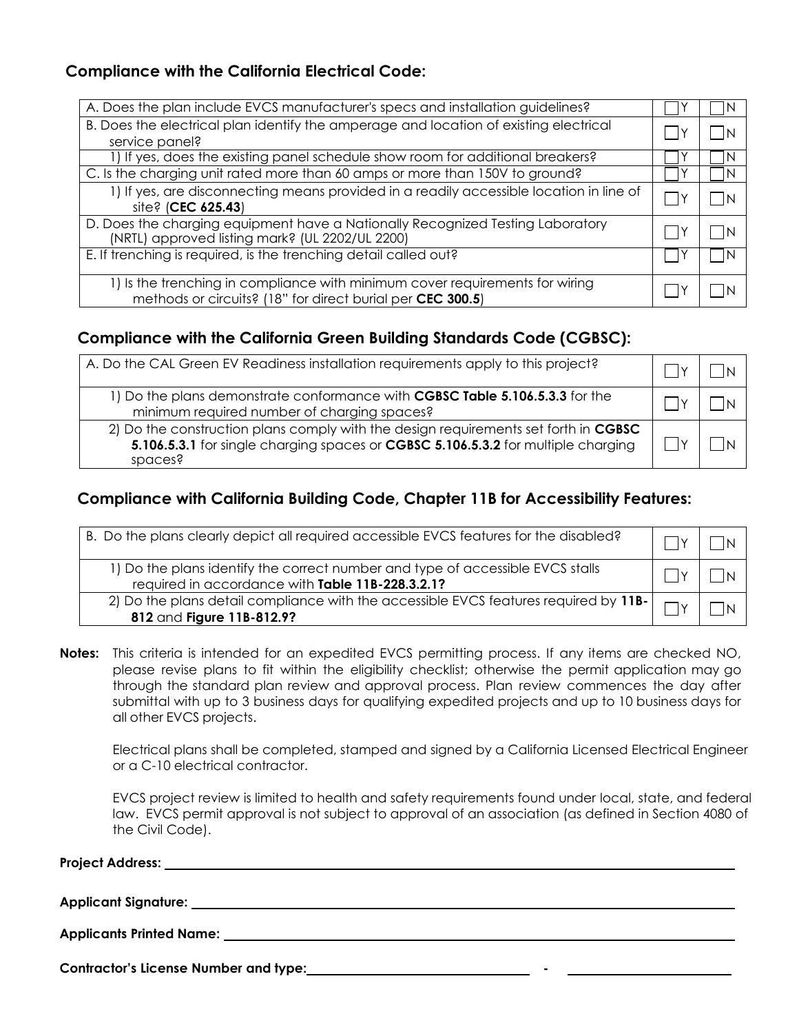## Compliance with the California Electrical Code:

| | | |
|---|---|---|
| A. Does the plan include EVCS manufacturer's specs and installation guidelines? | ☐Y | ☐N |
| B. Does the electrical plan identify the amperage and location of existing electrical service panel? | ☐Y | ☐N |
| 1) If yes, does the existing panel schedule show room for additional breakers? | ☐Y | ☐N |
| C. Is the charging unit rated more than 60 amps or more than 150V to ground? | ☐Y | ☐N |
| 1) If yes, are disconnecting means provided in a readily accessible location in line of site? (**CEC 625.43**) | ☐Y | ☐N |
| D. Does the charging equipment have a Nationally Recognized Testing Laboratory (NRTL) approved listing mark? (UL 2202/UL 2200) | ☐Y | ☐N |
| E. If trenching is required, is the trenching detail called out? | ☐Y | ☐N |
| 1) Is the trenching in compliance with minimum cover requirements for wiring methods or circuits? (18" for direct burial per **CEC 300.5**) | ☐Y | ☐N |

## Compliance with the California Green Building Standards Code (CGBSC):

| | | |
|---|---|---|
| A. Do the CAL Green EV Readiness installation requirements apply to this project? | ☐Y | ☐N |
| 1) Do the plans demonstrate conformance with **CGBSC Table 5.106.5.3.3** for the minimum required number of charging spaces? | ☐Y | ☐N |
| 2) Do the construction plans comply with the design requirements set forth in **CGBSC 5.106.5.3.1** for single charging spaces or **CGBSC 5.106.5.3.2** for multiple charging spaces? | ☐Y | ☐N |

## Compliance with California Building Code, Chapter 11B for Accessibility Features:

| | | |
|---|---|---|
| B. Do the plans clearly depict all required accessible EVCS features for the disabled? | ☐Y | ☐N |
| 1) Do the plans identify the correct number and type of accessible EVCS stalls required in accordance with **Table 11B-228.3.2.1?** | ☐Y | ☐N |
| 2) Do the plans detail compliance with the accessible EVCS features required by **11B-812** and **Figure 11B-812.9?** | ☐Y | ☐N |

**Notes:** This criteria is intended for an expedited EVCS permitting process. If any items are checked NO, please revise plans to fit within the eligibility checklist; otherwise the permit application may go through the standard plan review and approval process. Plan review commences the day after submittal with up to 3 business days for qualifying expedited projects and up to 10 business days for all other EVCS projects.

Electrical plans shall be completed, stamped and signed by a California Licensed Electrical Engineer or a C-10 electrical contractor.

EVCS project review is limited to health and safety requirements found under local, state, and federal law. EVCS permit approval is not subject to approval of an association (as defined in Section 4080 of the Civil Code).

**Project Address:** ______________________________

**Applicant Signature:** ______________________________

**Applicants Printed Name:** ______________________________

**Contractor's License Number and type:** ______________________ - ______________